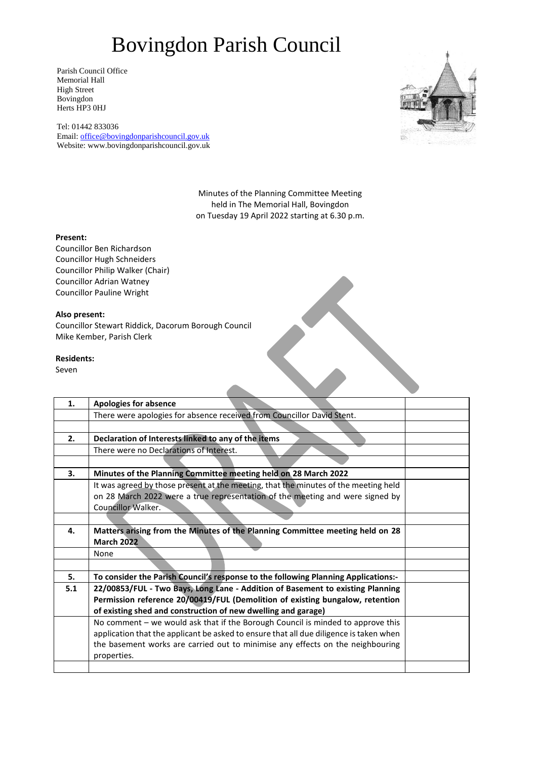# Bovingdon Parish Council

Parish Council Office
Memorial Hall
High Street
Bovingdon
Herts HP3 0HJ

Tel: 01442 833036
Email: office@bovingdonparishcouncil.gov.uk
Website: www.bovingdonparishcouncil.gov.uk

Minutes of the Planning Committee Meeting
held in The Memorial Hall, Bovingdon
on Tuesday 19 April 2022 starting at 6.30 p.m.

**Present:**
Councillor Ben Richardson
Councillor Hugh Schneiders
Councillor Philip Walker (Chair)
Councillor Adrian Watney
Councillor Pauline Wright

**Also present:**
Councillor Stewart Riddick, Dacorum Borough Council
Mike Kember, Parish Clerk

**Residents:**
Seven

| | | |
|---|---|---|
| **1.** | **Apologies for absence** | |
| | There were apologies for absence received from Councillor David Stent. | |
| | | |
| **2.** | **Declaration of Interests linked to any of the items** | |
| | There were no Declarations of Interest. | |
| | | |
| **3.** | **Minutes of the Planning Committee meeting held on 28 March 2022** | |
| | It was agreed by those present at the meeting, that the minutes of the meeting held on 28 March 2022 were a true representation of the meeting and were signed by Councillor Walker. | |
| | | |
| **4.** | **Matters arising from the Minutes of the Planning Committee meeting held on 28 March 2022** | |
| | None | |
| | | |
| **5.** | **To consider the Parish Council's response to the following Planning Applications:-** | |
| **5.1** | **22/00853/FUL - Two Bays, Long Lane - Addition of Basement to existing Planning Permission reference 20/00419/FUL (Demolition of existing bungalow, retention of existing shed and construction of new dwelling and garage)** | |
| | No comment – we would ask that if the Borough Council is minded to approve this application that the applicant be asked to ensure that all due diligence is taken when the basement works are carried out to minimise any effects on the neighbouring properties. | |
| | | |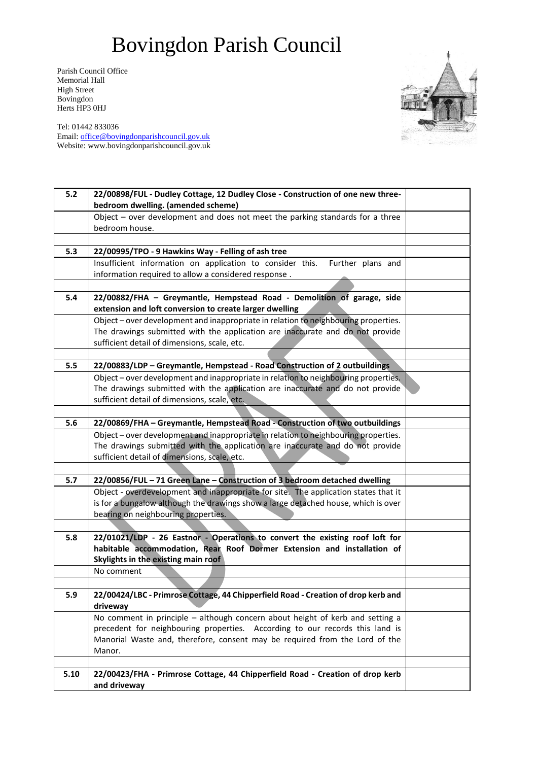# Bovingdon Parish Council

Parish Council Office
Memorial Hall
High Street
Bovingdon
Herts HP3 0HJ

Tel: 01442 833036
Email: office@bovingdonparishcouncil.gov.uk
Website: www.bovingdonparishcouncil.gov.uk

| | | |
|---|---|---|
| **5.2** | **22/00898/FUL - Dudley Cottage, 12 Dudley Close - Construction of one new three-bedroom dwelling. (amended scheme)** | |
| | Object – over development and does not meet the parking standards for a three bedroom house. | |
| | | |
| **5.3** | **22/00995/TPO - 9 Hawkins Way - Felling of ash tree** | |
| | Insufficient information on application to consider this. Further plans and information required to allow a considered response . | |
| | | |
| **5.4** | **22/00882/FHA – Greymantle, Hempstead Road - Demolition of garage, side extension and loft conversion to create larger dwelling** | |
| | Object – over development and inappropriate in relation to neighbouring properties. The drawings submitted with the application are inaccurate and do not provide sufficient detail of dimensions, scale, etc. | |
| | | |
| **5.5** | **22/00883/LDP – Greymantle, Hempstead - Road Construction of 2 outbuildings** | |
| | Object – over development and inappropriate in relation to neighbouring properties. The drawings submitted with the application are inaccurate and do not provide sufficient detail of dimensions, scale, etc. | |
| | | |
| **5.6** | **22/00869/FHA – Greymantle, Hempstead Road - Construction of two outbuildings** | |
| | Object – over development and inappropriate in relation to neighbouring properties. The drawings submitted with the application are inaccurate and do not provide sufficient detail of dimensions, scale, etc. | |
| | | |
| **5.7** | **22/00856/FUL – 71 Green Lane – Construction of 3 bedroom detached dwelling** | |
| | Object - overdevelopment and inappropriate for site. The application states that it is for a bungalow although the drawings show a large detached house, which is over bearing on neighbouring properties. | |
| | | |
| **5.8** | **22/01021/LDP - 26 Eastnor - Operations to convert the existing roof loft for habitable accommodation, Rear Roof Dormer Extension and installation of Skylights in the existing main roof** | |
| | No comment | |
| | | |
| **5.9** | **22/00424/LBC - Primrose Cottage, 44 Chipperfield Road - Creation of drop kerb and driveway** | |
| | No comment in principle – although concern about height of kerb and setting a precedent for neighbouring properties. According to our records this land is Manorial Waste and, therefore, consent may be required from the Lord of the Manor. | |
| | | |
| **5.10** | **22/00423/FHA - Primrose Cottage, 44 Chipperfield Road - Creation of drop kerb and driveway** | |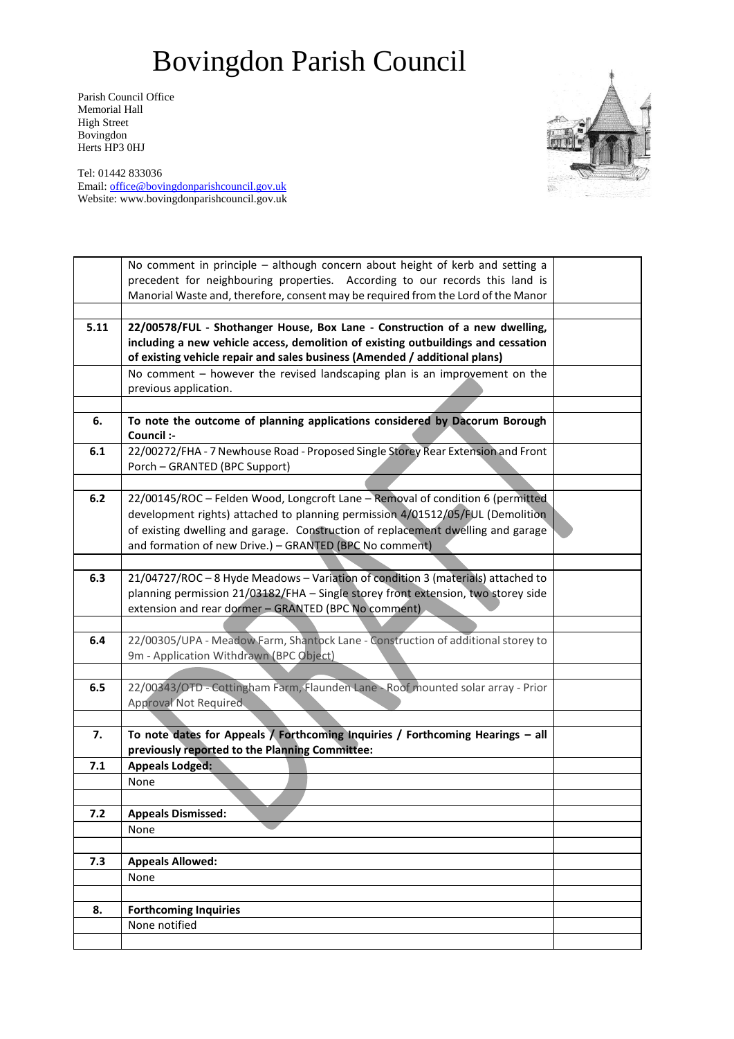# Bovingdon Parish Council

Parish Council Office
Memorial Hall
High Street
Bovingdon
Herts HP3 0HJ

Tel: 01442 833036
Email: office@bovingdonparishcouncil.gov.uk
Website: www.bovingdonparishcouncil.gov.uk

| | | |
|---|---|---|
| | No comment in principle – although concern about height of kerb and setting a precedent for neighbouring properties. According to our records this land is Manorial Waste and, therefore, consent may be required from the Lord of the Manor | |
| | | |
| **5.11** | **22/00578/FUL - Shothanger House, Box Lane - Construction of a new dwelling, including a new vehicle access, demolition of existing outbuildings and cessation of existing vehicle repair and sales business (Amended / additional plans)** | |
| | No comment – however the revised landscaping plan is an improvement on the previous application. | |
| | | |
| **6.** | **To note the outcome of planning applications considered by Dacorum Borough Council :-** | |
| **6.1** | 22/00272/FHA - 7 Newhouse Road - Proposed Single Storey Rear Extension and Front Porch – GRANTED (BPC Support) | |
| | | |
| **6.2** | 22/00145/ROC – Felden Wood, Longcroft Lane – Removal of condition 6 (permitted development rights) attached to planning permission 4/01512/05/FUL (Demolition of existing dwelling and garage. Construction of replacement dwelling and garage and formation of new Drive.) – GRANTED (BPC No comment) | |
| | | |
| **6.3** | 21/04727/ROC – 8 Hyde Meadows – Variation of condition 3 (materials) attached to planning permission 21/03182/FHA – Single storey front extension, two storey side extension and rear dormer – GRANTED (BPC No comment) | |
| | | |
| **6.4** | 22/00305/UPA - Meadow Farm, Shantock Lane - Construction of additional storey to 9m - Application Withdrawn (BPC Object) | |
| | | |
| **6.5** | 22/00343/OTD - Cottingham Farm, Flaunden Lane - Roof mounted solar array - Prior Approval Not Required | |
| | | |
| **7.** | **To note dates for Appeals / Forthcoming Inquiries / Forthcoming Hearings – all previously reported to the Planning Committee:** | |
| **7.1** | **Appeals Lodged:** | |
| | None | |
| | | |
| **7.2** | **Appeals Dismissed:** | |
| | None | |
| | | |
| **7.3** | **Appeals Allowed:** | |
| | None | |
| | | |
| **8.** | **Forthcoming Inquiries** | |
| | None notified | |
| | | |

DRAFT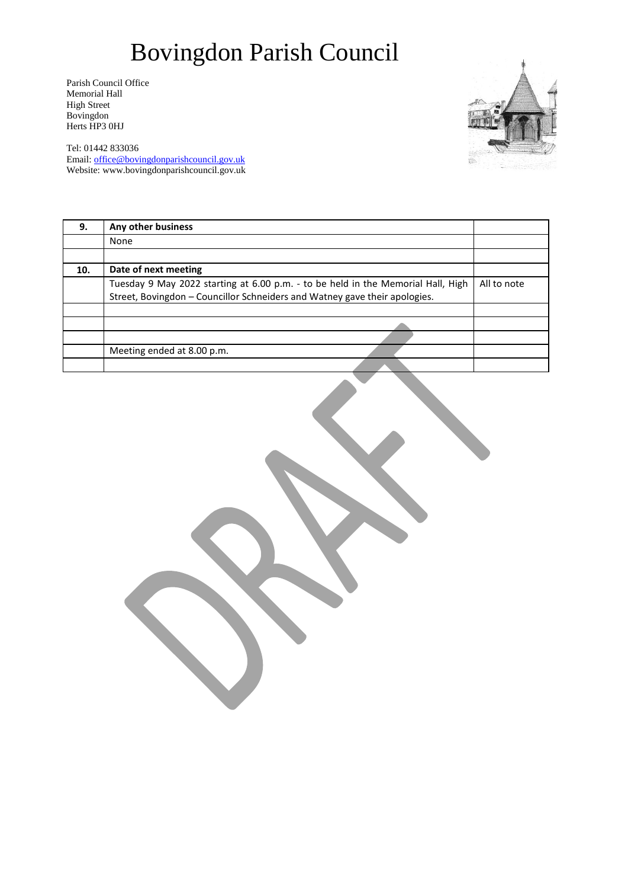# Bovingdon Parish Council

Parish Council Office
Memorial Hall
High Street
Bovingdon
Herts HP3 0HJ

Tel: 01442 833036
Email: office@bovingdonparishcouncil.gov.uk
Website: www.bovingdonparishcouncil.gov.uk

| | | |
|---|---|---|
| **9.** | **Any other business** | |
| | None | |
| | | |
| **10.** | **Date of next meeting** | |
| | Tuesday 9 May 2022 starting at 6.00 p.m. - to be held in the Memorial Hall, High Street, Bovingdon – Councillor Schneiders and Watney gave their apologies. | All to note |
| | | |
| | | |
| | | |
| | Meeting ended at 8.00 p.m. | |
| | | |

DRAFT